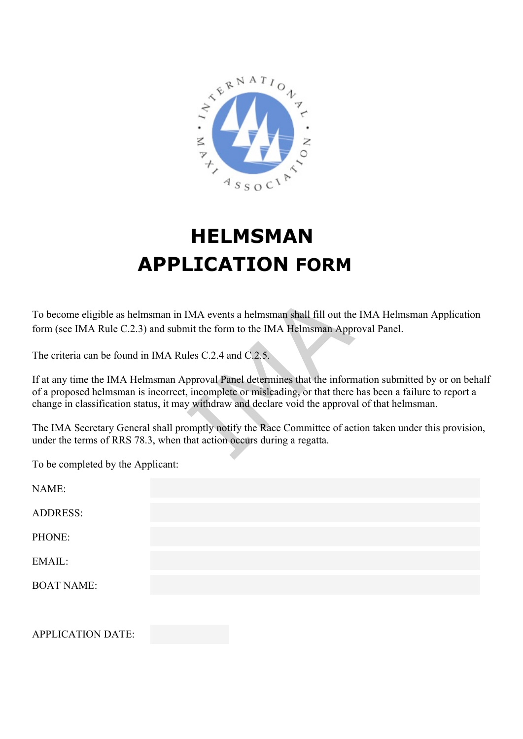# HELMSMAN APPLICATION FORM

To become eligible as helmsman in IMA events a helmsman shall fill out the IMA Helmsman Application form (see IMA Rule C.2.3) and submit the form to the IMA Helmsman Approval Panel.

The criteria can be found in IMA Rules C.2.4 and C.2.5.

If at any time the IMA Helmsman Approval Panel determines that the information submitted by or on behalf of a proposed helmsman is incorrect, incomplete or misleading, or that there has been a failure to report a change in classification status, it may withdraw and declare void the approval of that helmsman.

The IMA Secretary General shall promptly notify the Race Committee of action taken under this provision, under the terms of RRS 78.3, when that action occurs during a regatta.

To be completed by the Applicant:

| | |
|---|---|
| NAME: | |
| ADDRESS: | |
| PHONE: | |
| EMAIL: | |
| BOAT NAME: | |

APPLICATION DATE: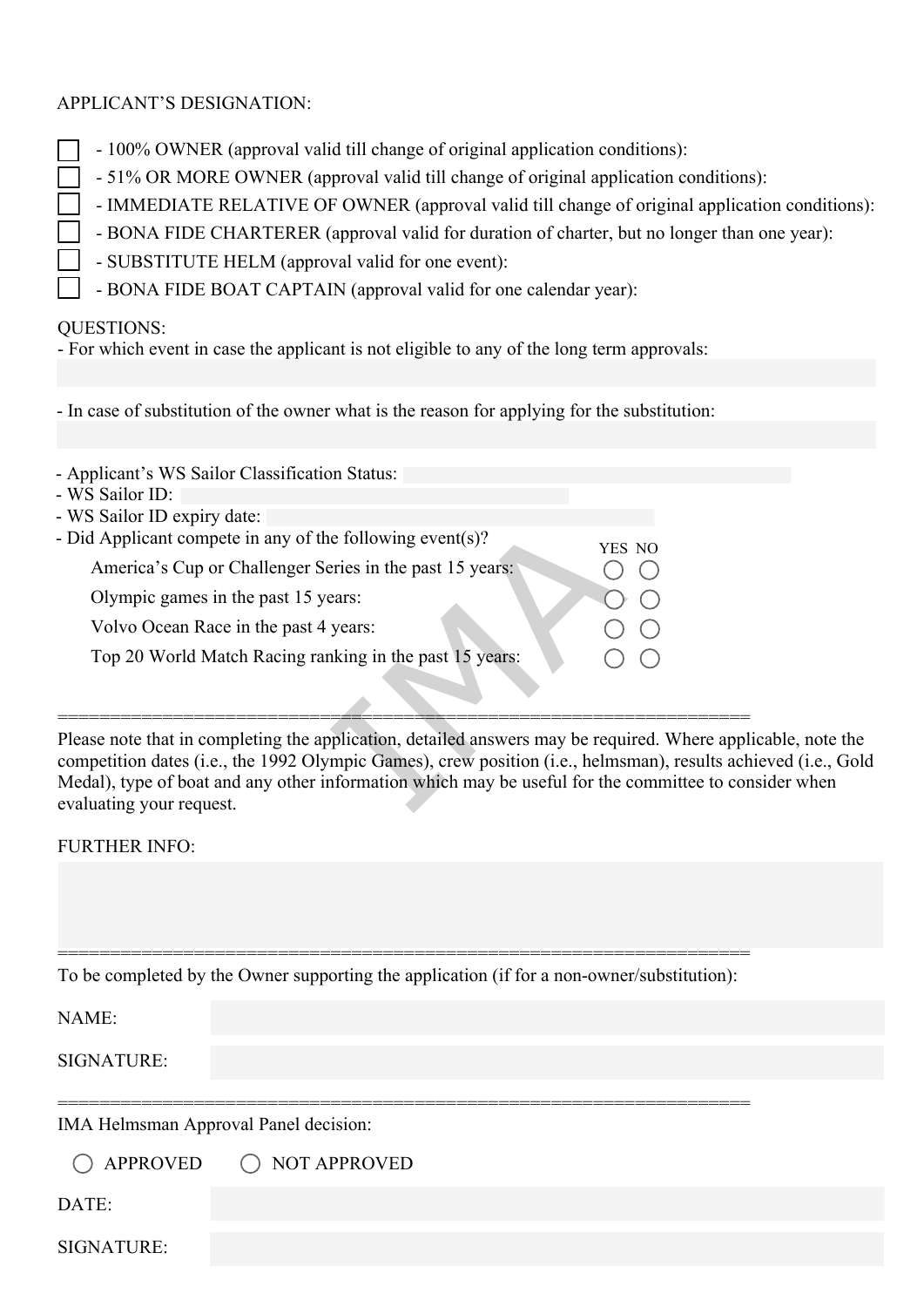APPLICANT'S DESIGNATION:

- ☐ - 100% OWNER (approval valid till change of original application conditions):
- ☐ - 51% OR MORE OWNER (approval valid till change of original application conditions):
- ☐ - IMMEDIATE RELATIVE OF OWNER (approval valid till change of original application conditions):
- ☐ - BONA FIDE CHARTERER (approval valid for duration of charter, but no longer than one year):
- ☐ - SUBSTITUTE HELM (approval valid for one event):
- ☐ - BONA FIDE BOAT CAPTAIN (approval valid for one calendar year):

QUESTIONS:

- For which event in case the applicant is not eligible to any of the long term approvals:

- In case of substitution of the owner what is the reason for applying for the substitution:

- Applicant's WS Sailor Classification Status:
- WS Sailor ID:
- WS Sailor ID expiry date:
- Did Applicant compete in any of the following event(s)?

| | YES | NO |
|---|---|---|
| America's Cup or Challenger Series in the past 15 years: | ○ | ○ |
| Olympic games in the past 15 years: | ○ | ○ |
| Volvo Ocean Race in the past 4 years: | ○ | ○ |
| Top 20 World Match Racing ranking in the past 15 years: | ○ | ○ |

==================================================================

Please note that in completing the application, detailed answers may be required. Where applicable, note the competition dates (i.e., the 1992 Olympic Games), crew position (i.e., helmsman), results achieved (i.e., Gold Medal), type of boat and any other information which may be useful for the committee to consider when evaluating your request.

FURTHER INFO:

==================================================================

To be completed by the Owner supporting the application (if for a non-owner/substitution):

NAME:

SIGNATURE:

==================================================================

IMA Helmsman Approval Panel decision:

○ APPROVED ○ NOT APPROVED

DATE:

SIGNATURE: